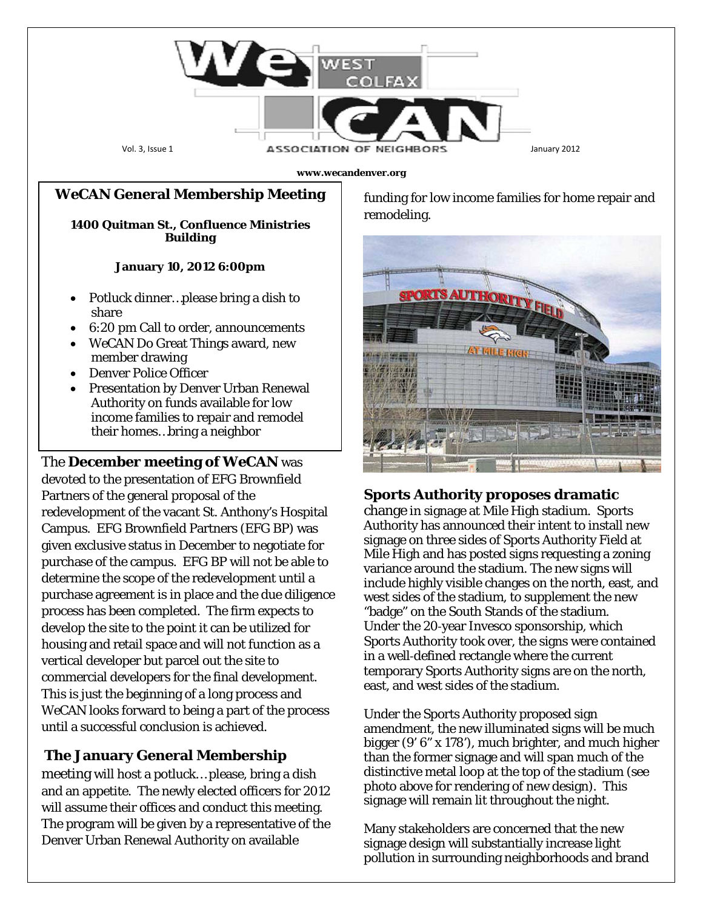# WeCAN West Colfax Association of Neighbors

Vol. 3, Issue 1 — January 2012

www.wecandenver.org

## WeCAN General Membership Meeting

**1400 Quitman St., Confluence Ministries Building**

**January 10, 2012 6:00pm**

- Potluck dinner…please bring a dish to share
- 6:20 pm Call to order, announcements
- WeCAN Do Great Things award, new member drawing
- Denver Police Officer
- Presentation by Denver Urban Renewal Authority on funds available for low income families to repair and remodel their homes…bring a neighbor

The **December meeting of WeCAN** was devoted to the presentation of EFG Brownfield Partners of the general proposal of the redevelopment of the vacant St. Anthony's Hospital Campus. EFG Brownfield Partners (EFG BP) was given exclusive status in December to negotiate for purchase of the campus. EFG BP will not be able to determine the scope of the redevelopment until a purchase agreement is in place and the due diligence process has been completed. The firm expects to develop the site to the point it can be utilized for housing and retail space and will not function as a vertical developer but parcel out the site to commercial developers for the final development. This is just the beginning of a long process and WeCAN looks forward to being a part of the process until a successful conclusion is achieved.

**The January General Membership** meeting will host a potluck…please, bring a dish and an appetite. The newly elected officers for 2012 will assume their offices and conduct this meeting. The program will be given by a representative of the Denver Urban Renewal Authority on available funding for low income families for home repair and remodeling.

**Sports Authority proposes dramatic** change in signage at Mile High stadium. Sports Authority has announced their intent to install new signage on three sides of Sports Authority Field at Mile High and has posted signs requesting a zoning variance around the stadium. The new signs will include highly visible changes on the north, east, and west sides of the stadium, to supplement the new "badge" on the South Stands of the stadium. Under the 20-year Invesco sponsorship, which Sports Authority took over, the signs were contained in a well-defined rectangle where the current temporary Sports Authority signs are on the north, east, and west sides of the stadium.

Under the Sports Authority proposed sign amendment, the new illuminated signs will be much bigger (9' 6" x 178'), much brighter, and much higher than the former signage and will span much of the distinctive metal loop at the top of the stadium (see photo above for rendering of new design). This signage will remain lit throughout the night.

Many stakeholders are concerned that the new signage design will substantially increase light pollution in surrounding neighborhoods and brand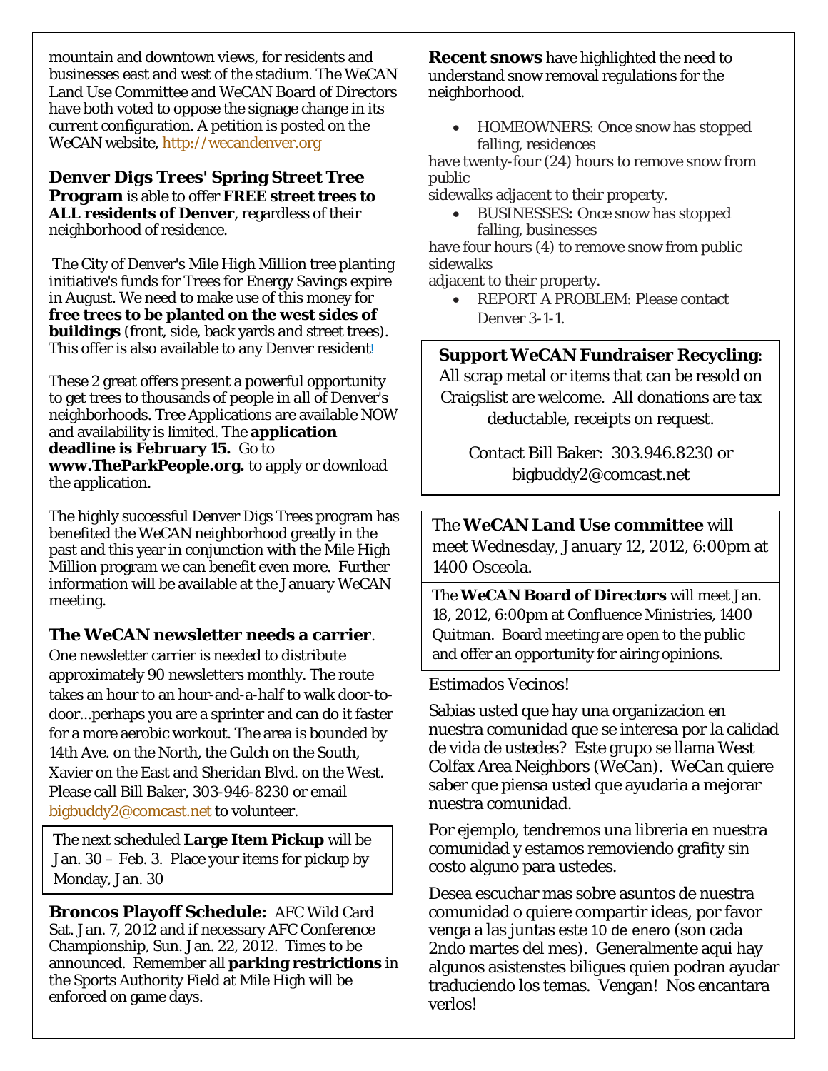mountain and downtown views, for residents and businesses east and west of the stadium. The WeCAN Land Use Committee and WeCAN Board of Directors have both voted to oppose the signage change in its current configuration. A petition is posted on the WeCAN website, http://wecandenver.org

**Denver Digs Trees' Spring Street Tree Program** is able to offer **FREE street trees to ALL residents of Denver**, regardless of their neighborhood of residence.

The City of Denver's Mile High Million tree planting initiative's funds for Trees for Energy Savings expire in August. We need to make use of this money for **free trees to be planted on the west sides of buildings** (front, side, back yards and street trees). This offer is also available to any Denver resident!

These 2 great offers present a powerful opportunity to get trees to thousands of people in all of Denver's neighborhoods. Tree Applications are available NOW and availability is limited. The **application deadline is February 15.** Go to **www.TheParkPeople.org.** to apply or download the application.

The highly successful Denver Digs Trees program has benefited the WeCAN neighborhood greatly in the past and this year in conjunction with the Mile High Million program we can benefit even more. Further information will be available at the January WeCAN meeting.

**The WeCAN newsletter needs a carrier**. One newsletter carrier is needed to distribute approximately 90 newsletters monthly. The route takes an hour to an hour-and-a-half to walk door-to-door...perhaps you are a sprinter and can do it faster for a more aerobic workout. The area is bounded by 14th Ave. on the North, the Gulch on the South, Xavier on the East and Sheridan Blvd. on the West. Please call Bill Baker, 303-946-8230 or email bigbuddy2@comcast.net to volunteer.

The next scheduled **Large Item Pickup** will be Jan. 30 – Feb. 3. Place your items for pickup by Monday, Jan. 30

**Broncos Playoff Schedule:** AFC Wild Card Sat. Jan. 7, 2012 and if necessary AFC Conference Championship, Sun. Jan. 22, 2012. Times to be announced. Remember all **parking restrictions** in the Sports Authority Field at Mile High will be enforced on game days.

**Recent snows** have highlighted the need to understand snow removal regulations for the neighborhood.

- HOMEOWNERS: Once snow has stopped falling, residences

have twenty-four (24) hours to remove snow from public sidewalks adjacent to their property.

- BUSINESSES**:** Once snow has stopped falling, businesses

have four hours (4) to remove snow from public sidewalks adjacent to their property.

- REPORT A PROBLEM: Please contact Denver 3-1-1.

**Support WeCAN Fundraiser Recycling**: All scrap metal or items that can be resold on Craigslist are welcome. All donations are tax deductable, receipts on request.

Contact Bill Baker: 303.946.8230 or bigbuddy2@comcast.net

The **WeCAN Land Use committee** will meet Wednesday, January 12, 2012, 6:00pm at 1400 Osceola.

The **WeCAN Board of Directors** will meet Jan. 18, 2012, 6:00pm at Confluence Ministries, 1400 Quitman. Board meeting are open to the public and offer an opportunity for airing opinions.

Estimados Vecinos!

Sabias usted que hay una organizacion en nuestra comunidad que se interesa por la calidad de vida de ustedes? Este grupo se llama West Colfax Area Neighbors (WeCan). WeCan quiere saber que piensa usted que ayudaria a mejorar nuestra comunidad.

Por ejemplo, tendremos una libreria en nuestra comunidad y estamos removiendo grafity sin costo alguno para ustedes.

Desea escuchar mas sobre asuntos de nuestra comunidad o quiere compartir ideas, por favor venga a las juntas este 10 de enero (son cada 2ndo martes del mes). Generalmente aqui hay algunos asistenstes biligues quien podran ayudar traduciendo los temas. Vengan! Nos encantara verlos!